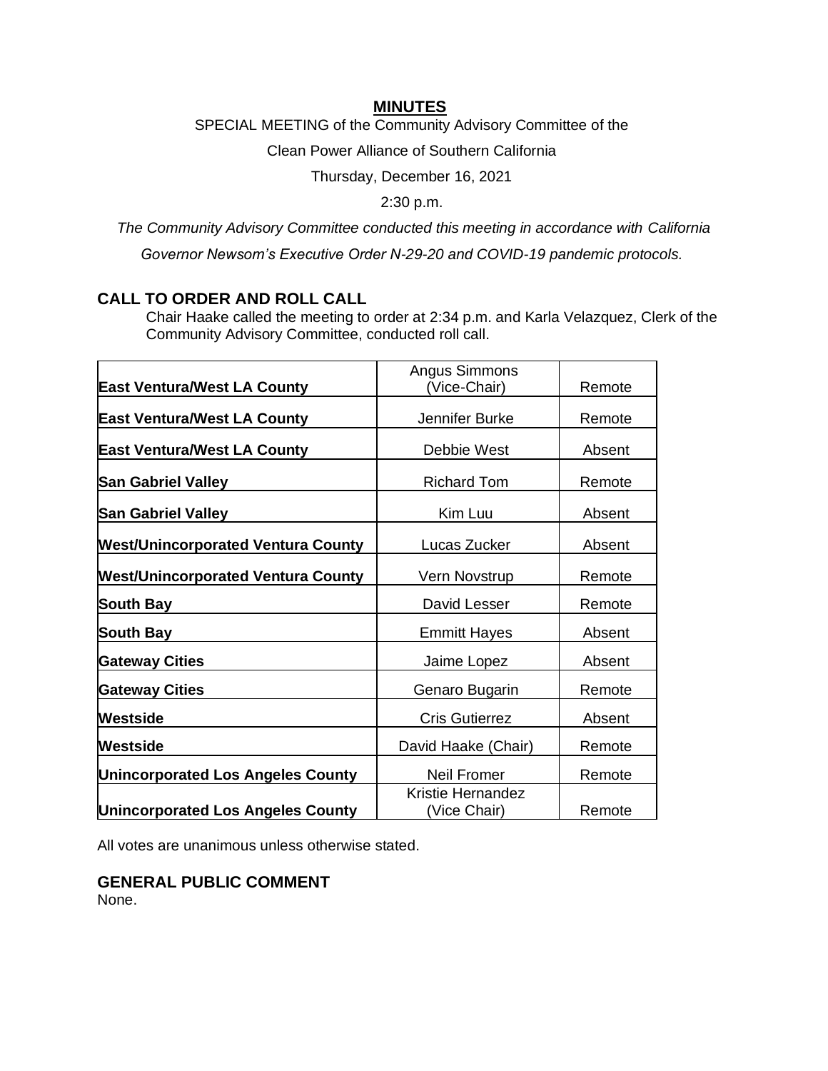# MINUTES

SPECIAL MEETING of the Community Advisory Committee of the

Clean Power Alliance of Southern California

Thursday, December 16, 2021

2:30 p.m.

*The Community Advisory Committee conducted this meeting in accordance with California Governor Newsom's Executive Order N-29-20 and COVID-19 pandemic protocols.*

## CALL TO ORDER AND ROLL CALL

Chair Haake called the meeting to order at 2:34 p.m. and Karla Velazquez, Clerk of the Community Advisory Committee, conducted roll call.

| | | |
|---|---|---|
| **East Ventura/West LA County** | Angus Simmons (Vice-Chair) | Remote |
| **East Ventura/West LA County** | Jennifer Burke | Remote |
| **East Ventura/West LA County** | Debbie West | Absent |
| **San Gabriel Valley** | Richard Tom | Remote |
| **San Gabriel Valley** | Kim Luu | Absent |
| **West/Unincorporated Ventura County** | Lucas Zucker | Absent |
| **West/Unincorporated Ventura County** | Vern Novstrup | Remote |
| **South Bay** | David Lesser | Remote |
| **South Bay** | Emmitt Hayes | Absent |
| **Gateway Cities** | Jaime Lopez | Absent |
| **Gateway Cities** | Genaro Bugarin | Remote |
| **Westside** | Cris Gutierrez | Absent |
| **Westside** | David Haake (Chair) | Remote |
| **Unincorporated Los Angeles County** | Neil Fromer | Remote |
| **Unincorporated Los Angeles County** | Kristie Hernandez (Vice Chair) | Remote |

All votes are unanimous unless otherwise stated.

## GENERAL PUBLIC COMMENT

None.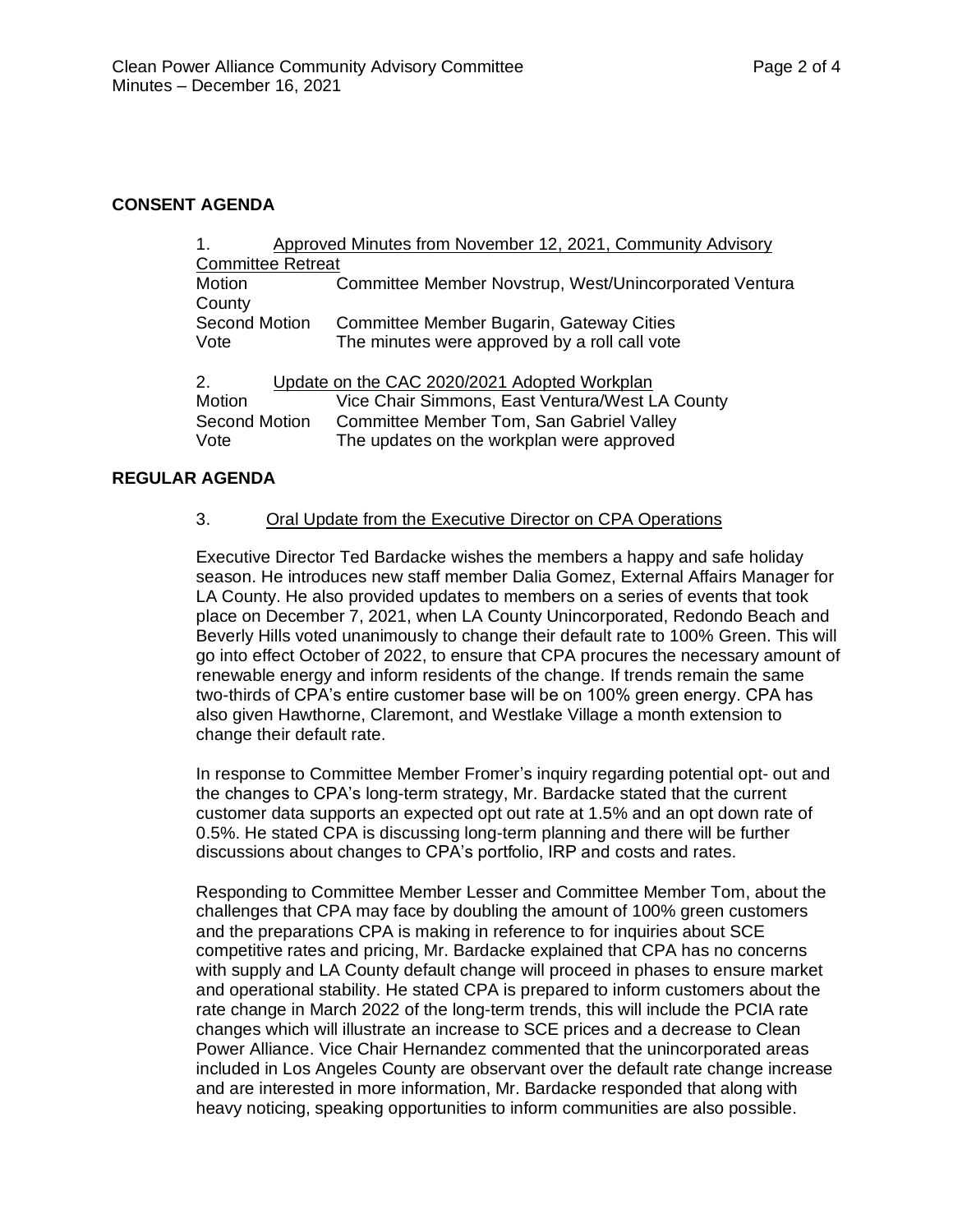## CONSENT AGENDA

1. Approved Minutes from November 12, 2021, Community Advisory Committee Retreat

| | |
|---|---|
| Motion | Committee Member Novstrup, West/Unincorporated Ventura County |
| Second Motion | Committee Member Bugarin, Gateway Cities |
| Vote | The minutes were approved by a roll call vote |

2. Update on the CAC 2020/2021 Adopted Workplan

| | |
|---|---|
| Motion | Vice Chair Simmons, East Ventura/West LA County |
| Second Motion | Committee Member Tom, San Gabriel Valley |
| Vote | The updates on the workplan were approved |

## REGULAR AGENDA

3. Oral Update from the Executive Director on CPA Operations

Executive Director Ted Bardacke wishes the members a happy and safe holiday season. He introduces new staff member Dalia Gomez, External Affairs Manager for LA County. He also provided updates to members on a series of events that took place on December 7, 2021, when LA County Unincorporated, Redondo Beach and Beverly Hills voted unanimously to change their default rate to 100% Green. This will go into effect October of 2022, to ensure that CPA procures the necessary amount of renewable energy and inform residents of the change. If trends remain the same two-thirds of CPA's entire customer base will be on 100% green energy. CPA has also given Hawthorne, Claremont, and Westlake Village a month extension to change their default rate.

In response to Committee Member Fromer's inquiry regarding potential opt- out and the changes to CPA's long-term strategy, Mr. Bardacke stated that the current customer data supports an expected opt out rate at 1.5% and an opt down rate of 0.5%. He stated CPA is discussing long-term planning and there will be further discussions about changes to CPA's portfolio, IRP and costs and rates.

Responding to Committee Member Lesser and Committee Member Tom, about the challenges that CPA may face by doubling the amount of 100% green customers and the preparations CPA is making in reference to for inquiries about SCE competitive rates and pricing, Mr. Bardacke explained that CPA has no concerns with supply and LA County default change will proceed in phases to ensure market and operational stability. He stated CPA is prepared to inform customers about the rate change in March 2022 of the long-term trends, this will include the PCIA rate changes which will illustrate an increase to SCE prices and a decrease to Clean Power Alliance. Vice Chair Hernandez commented that the unincorporated areas included in Los Angeles County are observant over the default rate change increase and are interested in more information, Mr. Bardacke responded that along with heavy noticing, speaking opportunities to inform communities are also possible.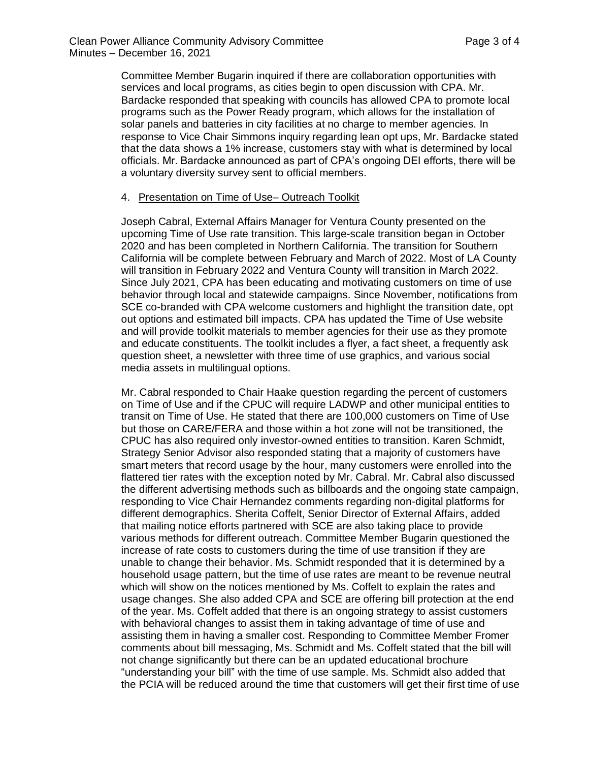Committee Member Bugarin inquired if there are collaboration opportunities with services and local programs, as cities begin to open discussion with CPA. Mr. Bardacke responded that speaking with councils has allowed CPA to promote local programs such as the Power Ready program, which allows for the installation of solar panels and batteries in city facilities at no charge to member agencies. In response to Vice Chair Simmons inquiry regarding lean opt ups, Mr. Bardacke stated that the data shows a 1% increase, customers stay with what is determined by local officials. Mr. Bardacke announced as part of CPA's ongoing DEI efforts, there will be a voluntary diversity survey sent to official members.

4. Presentation on Time of Use– Outreach Toolkit

Joseph Cabral, External Affairs Manager for Ventura County presented on the upcoming Time of Use rate transition. This large-scale transition began in October 2020 and has been completed in Northern California. The transition for Southern California will be complete between February and March of 2022. Most of LA County will transition in February 2022 and Ventura County will transition in March 2022. Since July 2021, CPA has been educating and motivating customers on time of use behavior through local and statewide campaigns. Since November, notifications from SCE co-branded with CPA welcome customers and highlight the transition date, opt out options and estimated bill impacts. CPA has updated the Time of Use website and will provide toolkit materials to member agencies for their use as they promote and educate constituents. The toolkit includes a flyer, a fact sheet, a frequently ask question sheet, a newsletter with three time of use graphics, and various social media assets in multilingual options.

Mr. Cabral responded to Chair Haake question regarding the percent of customers on Time of Use and if the CPUC will require LADWP and other municipal entities to transit on Time of Use. He stated that there are 100,000 customers on Time of Use but those on CARE/FERA and those within a hot zone will not be transitioned, the CPUC has also required only investor-owned entities to transition. Karen Schmidt, Strategy Senior Advisor also responded stating that a majority of customers have smart meters that record usage by the hour, many customers were enrolled into the flattered tier rates with the exception noted by Mr. Cabral. Mr. Cabral also discussed the different advertising methods such as billboards and the ongoing state campaign, responding to Vice Chair Hernandez comments regarding non-digital platforms for different demographics. Sherita Coffelt, Senior Director of External Affairs, added that mailing notice efforts partnered with SCE are also taking place to provide various methods for different outreach. Committee Member Bugarin questioned the increase of rate costs to customers during the time of use transition if they are unable to change their behavior. Ms. Schmidt responded that it is determined by a household usage pattern, but the time of use rates are meant to be revenue neutral which will show on the notices mentioned by Ms. Coffelt to explain the rates and usage changes. She also added CPA and SCE are offering bill protection at the end of the year. Ms. Coffelt added that there is an ongoing strategy to assist customers with behavioral changes to assist them in taking advantage of time of use and assisting them in having a smaller cost. Responding to Committee Member Fromer comments about bill messaging, Ms. Schmidt and Ms. Coffelt stated that the bill will not change significantly but there can be an updated educational brochure "understanding your bill" with the time of use sample. Ms. Schmidt also added that the PCIA will be reduced around the time that customers will get their first time of use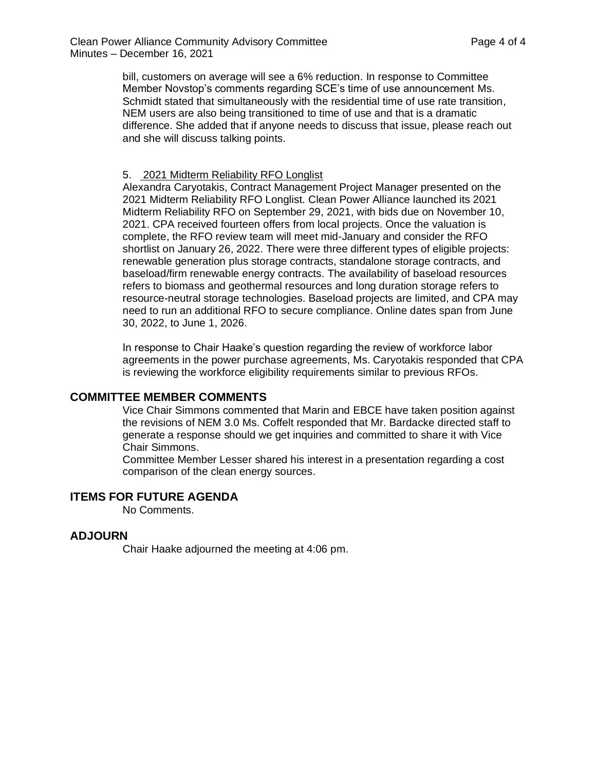bill, customers on average will see a 6% reduction. In response to Committee Member Novstop's comments regarding SCE's time of use announcement Ms. Schmidt stated that simultaneously with the residential time of use rate transition, NEM users are also being transitioned to time of use and that is a dramatic difference. She added that if anyone needs to discuss that issue, please reach out and she will discuss talking points.

5. 2021 Midterm Reliability RFO Longlist

Alexandra Caryotakis, Contract Management Project Manager presented on the 2021 Midterm Reliability RFO Longlist. Clean Power Alliance launched its 2021 Midterm Reliability RFO on September 29, 2021, with bids due on November 10, 2021. CPA received fourteen offers from local projects. Once the valuation is complete, the RFO review team will meet mid-January and consider the RFO shortlist on January 26, 2022. There were three different types of eligible projects: renewable generation plus storage contracts, standalone storage contracts, and baseload/firm renewable energy contracts. The availability of baseload resources refers to biomass and geothermal resources and long duration storage refers to resource-neutral storage technologies. Baseload projects are limited, and CPA may need to run an additional RFO to secure compliance. Online dates span from June 30, 2022, to June 1, 2026.

In response to Chair Haake's question regarding the review of workforce labor agreements in the power purchase agreements, Ms. Caryotakis responded that CPA is reviewing the workforce eligibility requirements similar to previous RFOs.

## COMMITTEE MEMBER COMMENTS

Vice Chair Simmons commented that Marin and EBCE have taken position against the revisions of NEM 3.0 Ms. Coffelt responded that Mr. Bardacke directed staff to generate a response should we get inquiries and committed to share it with Vice Chair Simmons.

Committee Member Lesser shared his interest in a presentation regarding a cost comparison of the clean energy sources.

## ITEMS FOR FUTURE AGENDA

No Comments.

## ADJOURN

Chair Haake adjourned the meeting at 4:06 pm.